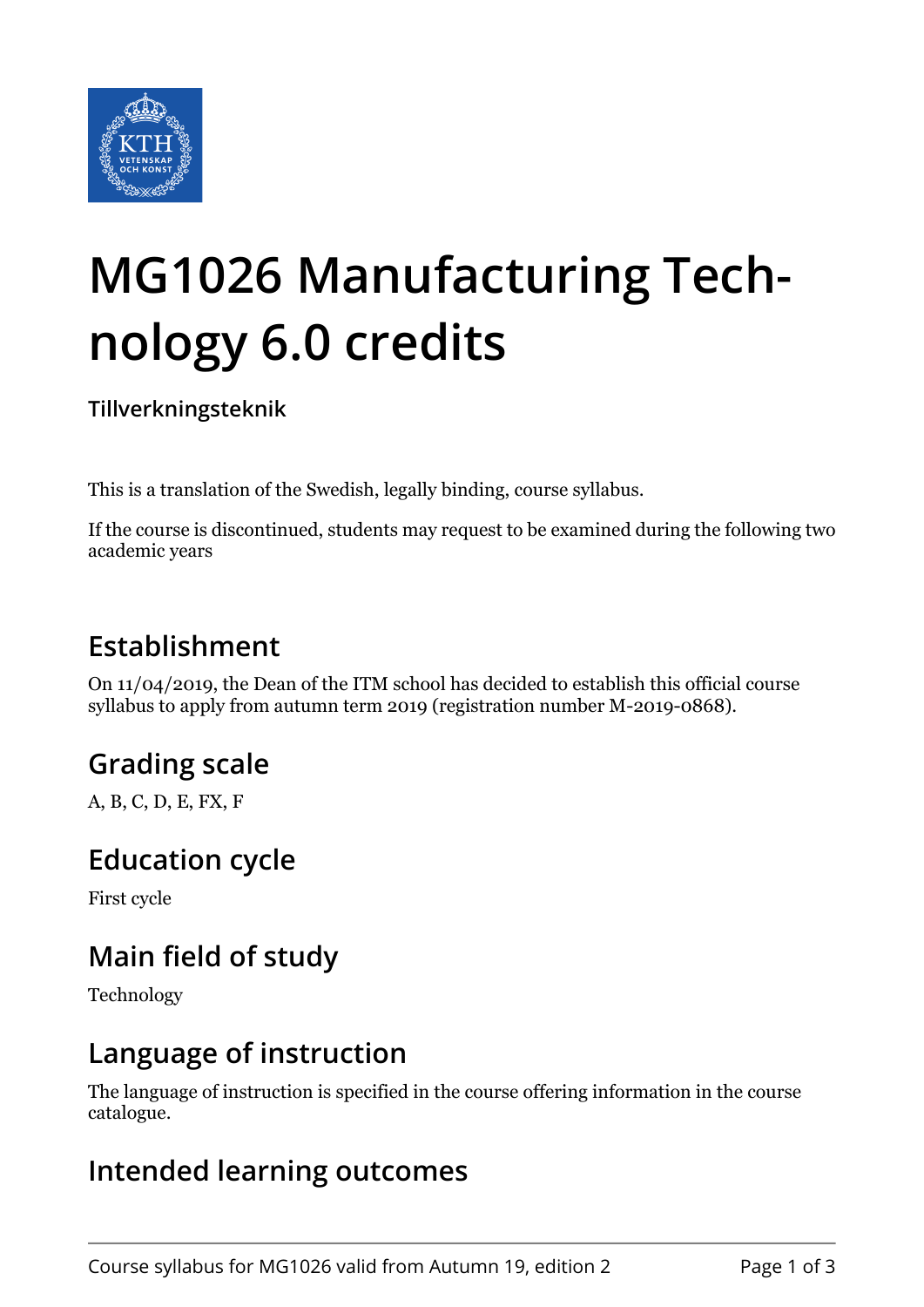# MG1026 Manufacturing Technology 6.0 credits

**Tillverkningsteknik**

This is a translation of the Swedish, legally binding, course syllabus.

If the course is discontinued, students may request to be examined during the following two academic years

## Establishment

On 11/04/2019, the Dean of the ITM school has decided to establish this official course syllabus to apply from autumn term 2019 (registration number M-2019-0868).

## Grading scale

A, B, C, D, E, FX, F

## Education cycle

First cycle

## Main field of study

Technology

## Language of instruction

The language of instruction is specified in the course offering information in the course catalogue.

## Intended learning outcomes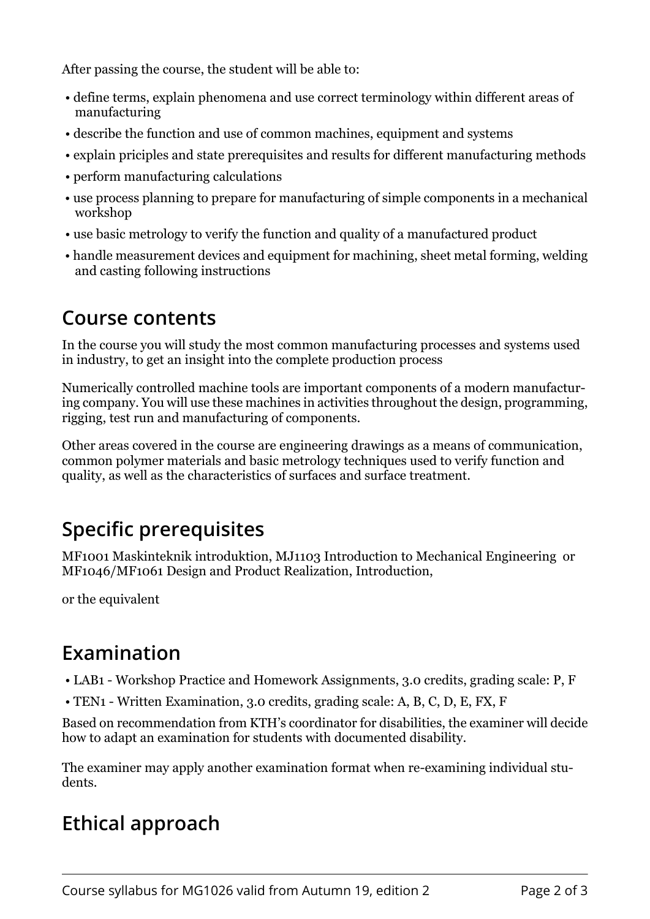After passing the course, the student will be able to:

- define terms, explain phenomena and use correct terminology within different areas of manufacturing
- describe the function and use of common machines, equipment and systems
- explain priciples and state prerequisites and results for different manufacturing methods
- perform manufacturing calculations
- use process planning to prepare for manufacturing of simple components in a mechanical workshop
- use basic metrology to verify the function and quality of a manufactured product
- handle measurement devices and equipment for machining, sheet metal forming, welding and casting following instructions

## Course contents

In the course you will study the most common manufacturing processes and systems used in industry, to get an insight into the complete production process

Numerically controlled machine tools are important components of a modern manufacturing company. You will use these machines in activities throughout the design, programming, rigging, test run and manufacturing of components.

Other areas covered in the course are engineering drawings as a means of communication, common polymer materials and basic metrology techniques used to verify function and quality, as well as the characteristics of surfaces and surface treatment.

## Specific prerequisites

MF1001 Maskinteknik introduktion, MJ1103 Introduction to Mechanical Engineering or MF1046/MF1061 Design and Product Realization, Introduction,

or the equivalent

## Examination

- LAB1 - Workshop Practice and Homework Assignments, 3.0 credits, grading scale: P, F
- TEN1 - Written Examination, 3.0 credits, grading scale: A, B, C, D, E, FX, F

Based on recommendation from KTH's coordinator for disabilities, the examiner will decide how to adapt an examination for students with documented disability.

The examiner may apply another examination format when re-examining individual students.

## Ethical approach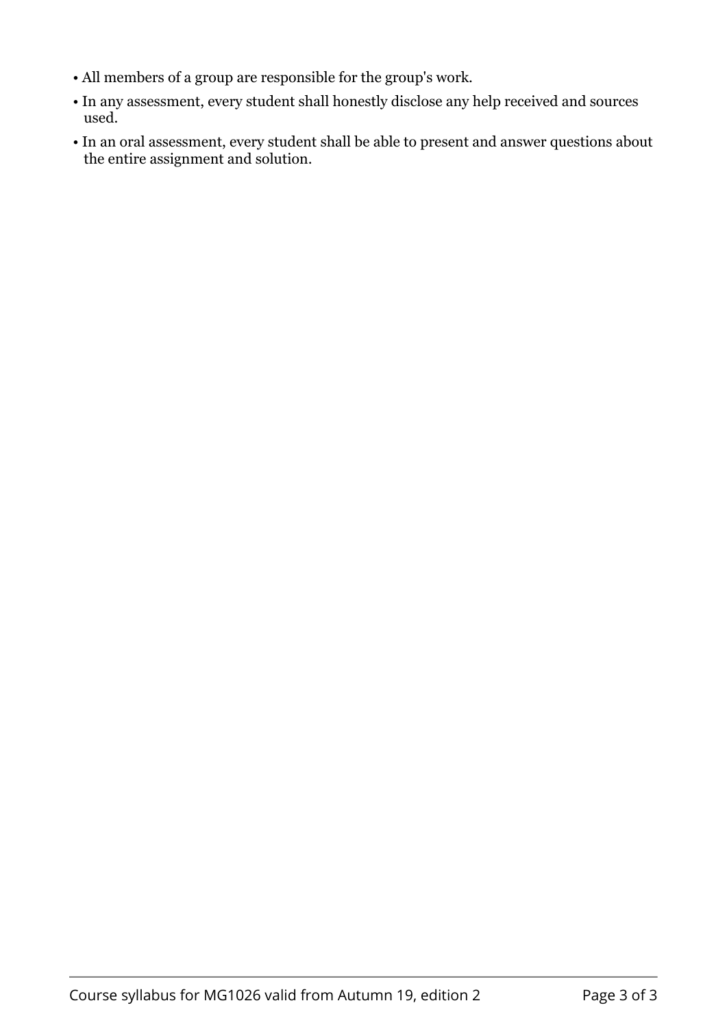- All members of a group are responsible for the group's work.
- In any assessment, every student shall honestly disclose any help received and sources used.
- In an oral assessment, every student shall be able to present and answer questions about the entire assignment and solution.